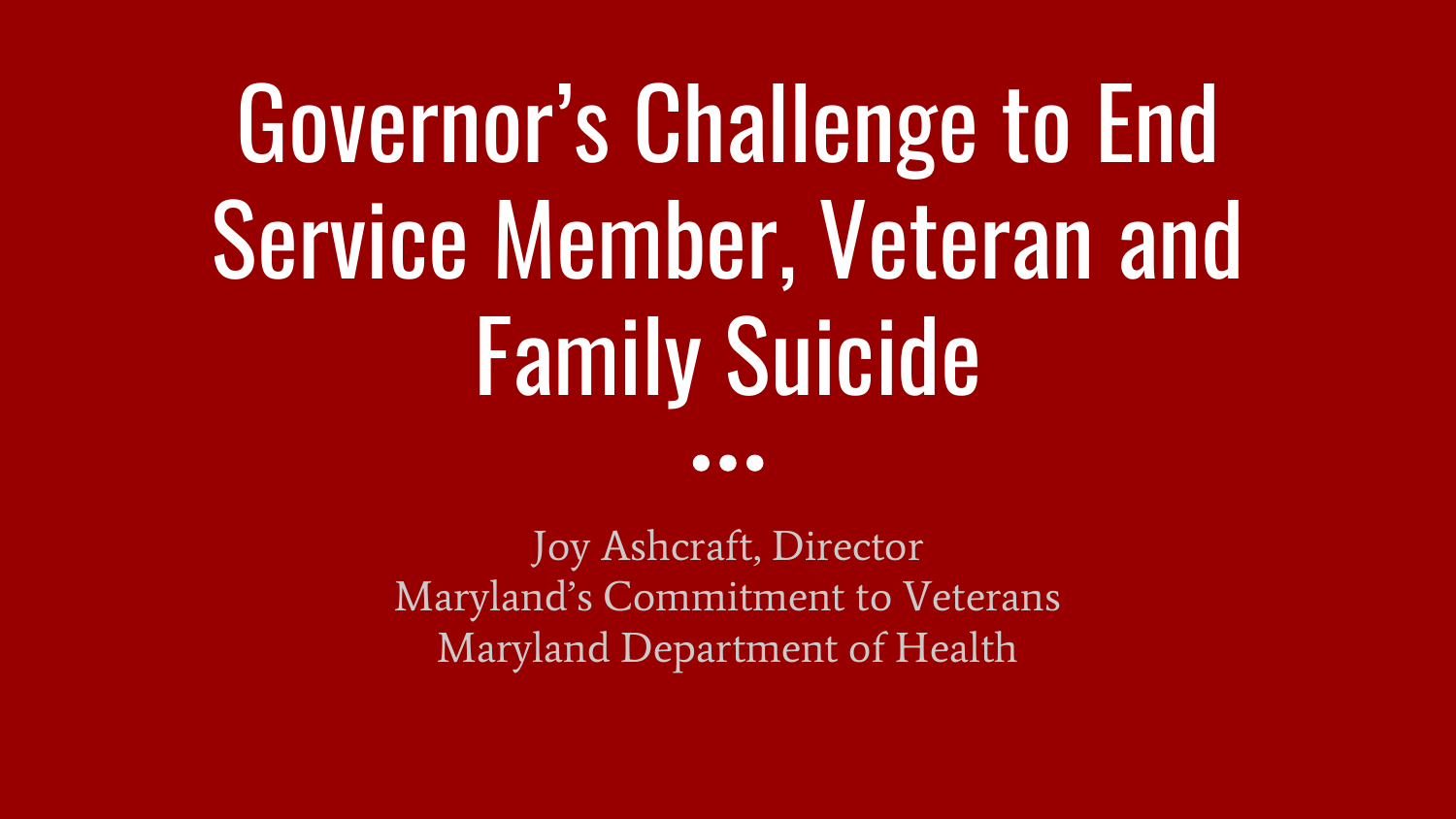# Governor's Challenge to End Service Member, Veteran and Family Suicide

Joy Ashcraft, Director
Maryland's Commitment to Veterans
Maryland Department of Health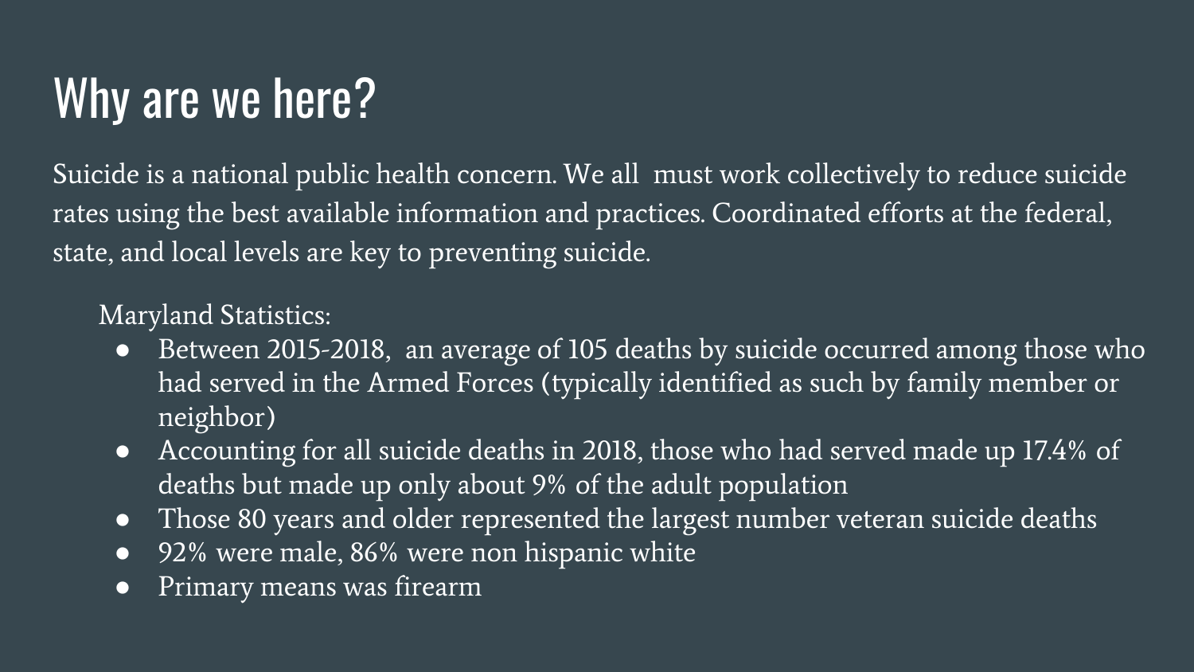# Why are we here?

Suicide is a national public health concern. We all must work collectively to reduce suicide rates using the best available information and practices. Coordinated efforts at the federal, state, and local levels are key to preventing suicide.

Maryland Statistics:

- Between 2015-2018, an average of 105 deaths by suicide occurred among those who had served in the Armed Forces (typically identified as such by family member or neighbor)
- Accounting for all suicide deaths in 2018, those who had served made up 17.4% of deaths but made up only about 9% of the adult population
- Those 80 years and older represented the largest number veteran suicide deaths
- 92% were male, 86% were non hispanic white
- Primary means was firearm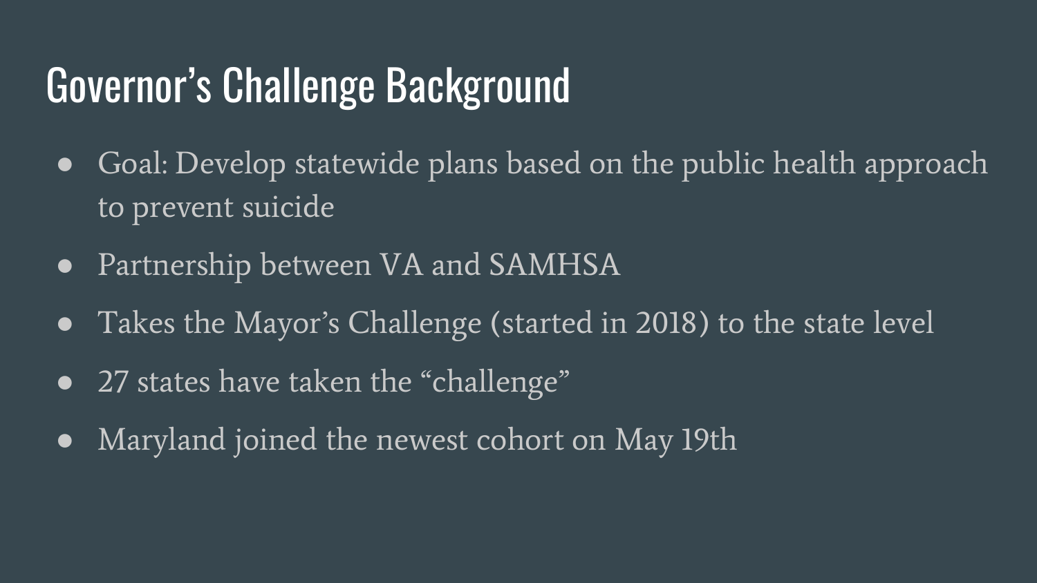# Governor’s Challenge Background

- Goal: Develop statewide plans based on the public health approach to prevent suicide
- Partnership between VA and SAMHSA
- Takes the Mayor’s Challenge (started in 2018) to the state level
- 27 states have taken the “challenge”
- Maryland joined the newest cohort on May 19th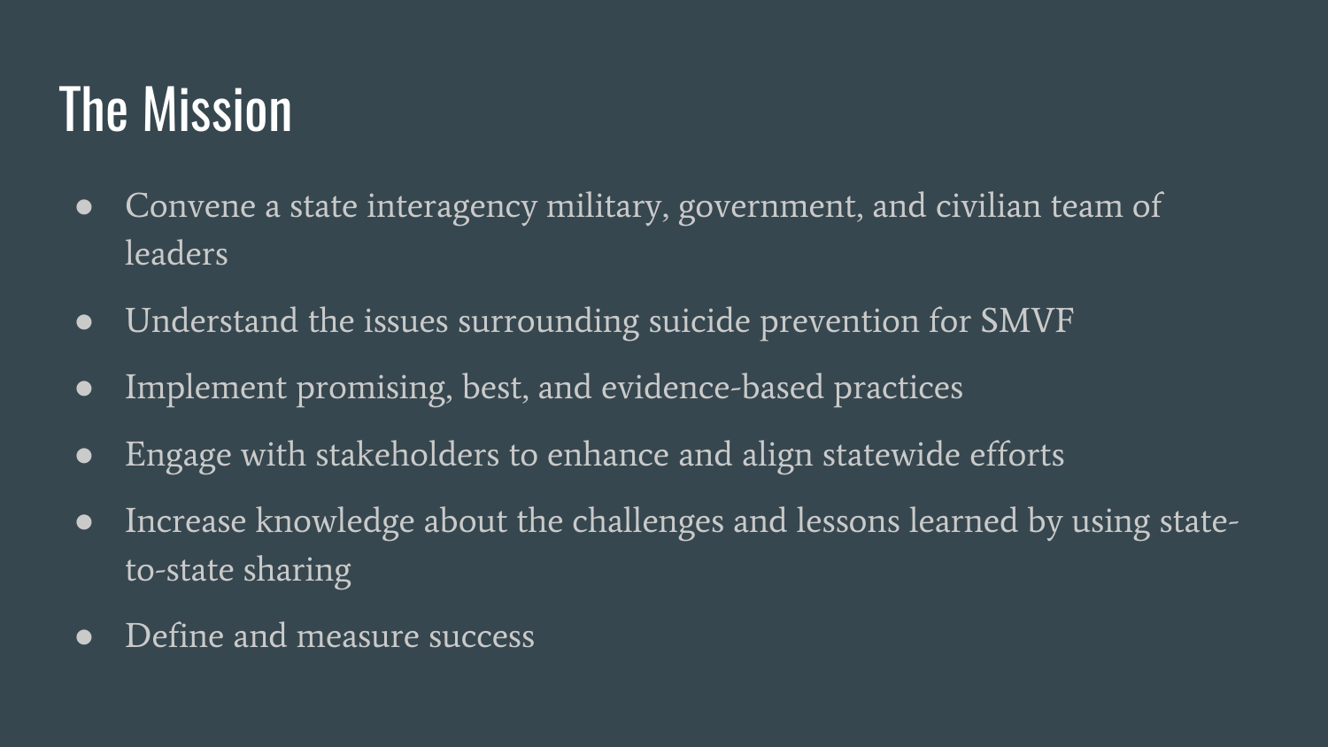# The Mission

- Convene a state interagency military, government, and civilian team of leaders
- Understand the issues surrounding suicide prevention for SMVF
- Implement promising, best, and evidence-based practices
- Engage with stakeholders to enhance and align statewide efforts
- Increase knowledge about the challenges and lessons learned by using state-to-state sharing
- Define and measure success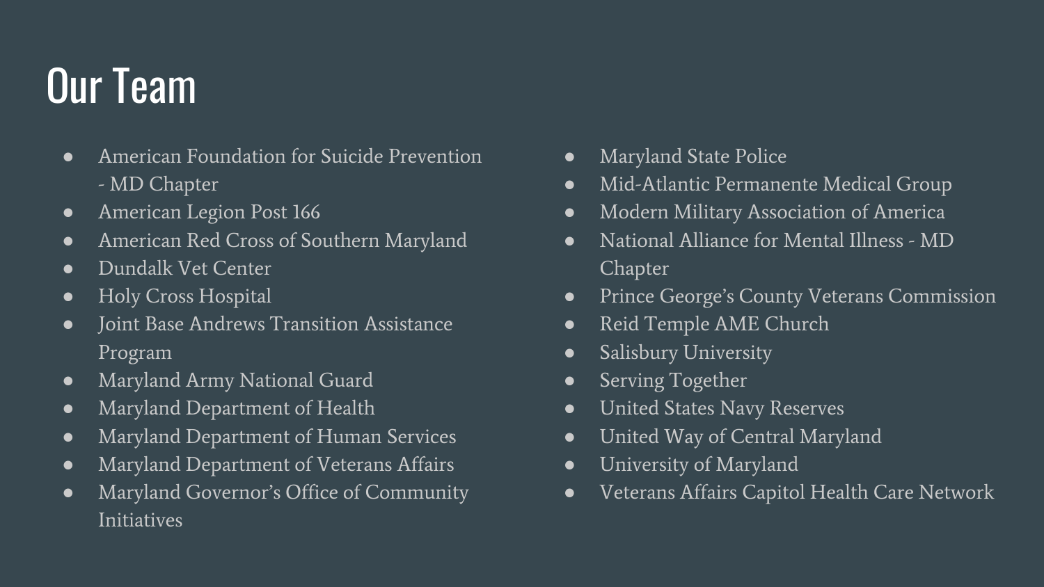# Our Team

- American Foundation for Suicide Prevention - MD Chapter
- American Legion Post 166
- American Red Cross of Southern Maryland
- Dundalk Vet Center
- Holy Cross Hospital
- Joint Base Andrews Transition Assistance Program
- Maryland Army National Guard
- Maryland Department of Health
- Maryland Department of Human Services
- Maryland Department of Veterans Affairs
- Maryland Governor's Office of Community Initiatives
- Maryland State Police
- Mid-Atlantic Permanente Medical Group
- Modern Military Association of America
- National Alliance for Mental Illness - MD Chapter
- Prince George's County Veterans Commission
- Reid Temple AME Church
- Salisbury University
- Serving Together
- United States Navy Reserves
- United Way of Central Maryland
- University of Maryland
- Veterans Affairs Capitol Health Care Network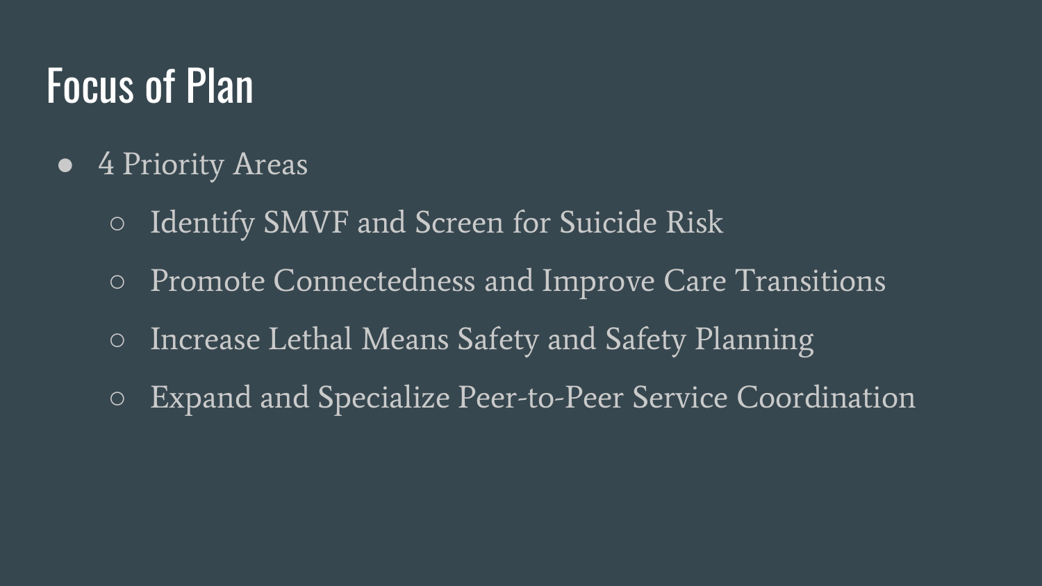# Focus of Plan

- 4 Priority Areas
  - Identify SMVF and Screen for Suicide Risk
  - Promote Connectedness and Improve Care Transitions
  - Increase Lethal Means Safety and Safety Planning
  - Expand and Specialize Peer-to-Peer Service Coordination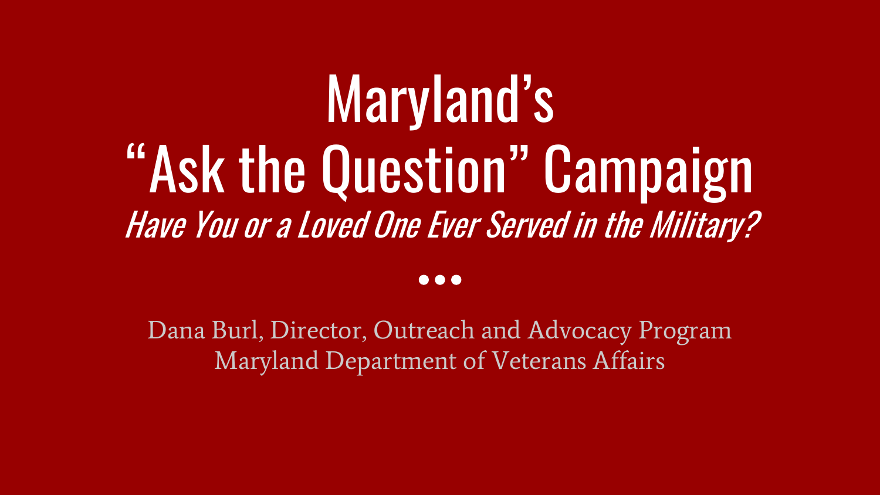# Maryland's "Ask the Question" Campaign

*Have You or a Loved One Ever Served in the Military?*

Dana Burl, Director, Outreach and Advocacy Program
Maryland Department of Veterans Affairs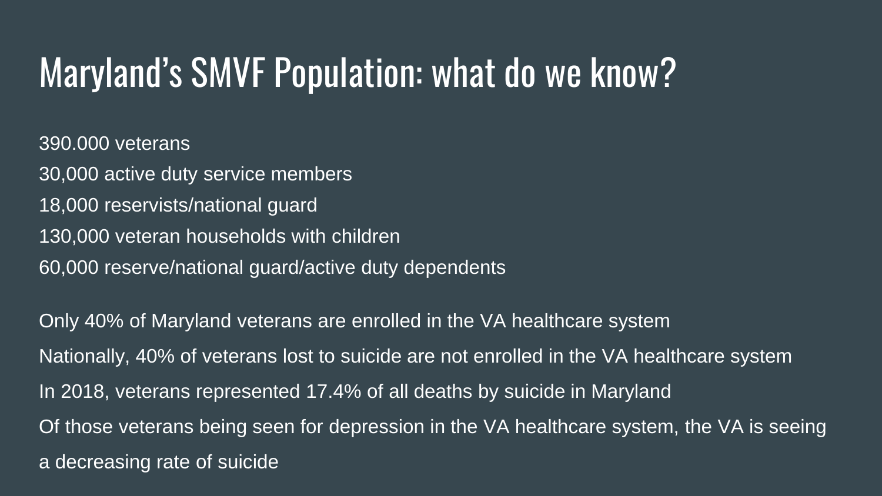# Maryland's SMVF Population: what do we know?

390.000 veterans

30,000 active duty service members

18,000 reservists/national guard

130,000 veteran households with children

60,000 reserve/national guard/active duty dependents

Only 40% of Maryland veterans are enrolled in the VA healthcare system

Nationally, 40% of veterans lost to suicide are not enrolled in the VA healthcare system

In 2018, veterans represented 17.4% of all deaths by suicide in Maryland

Of those veterans being seen for depression in the VA healthcare system, the VA is seeing a decreasing rate of suicide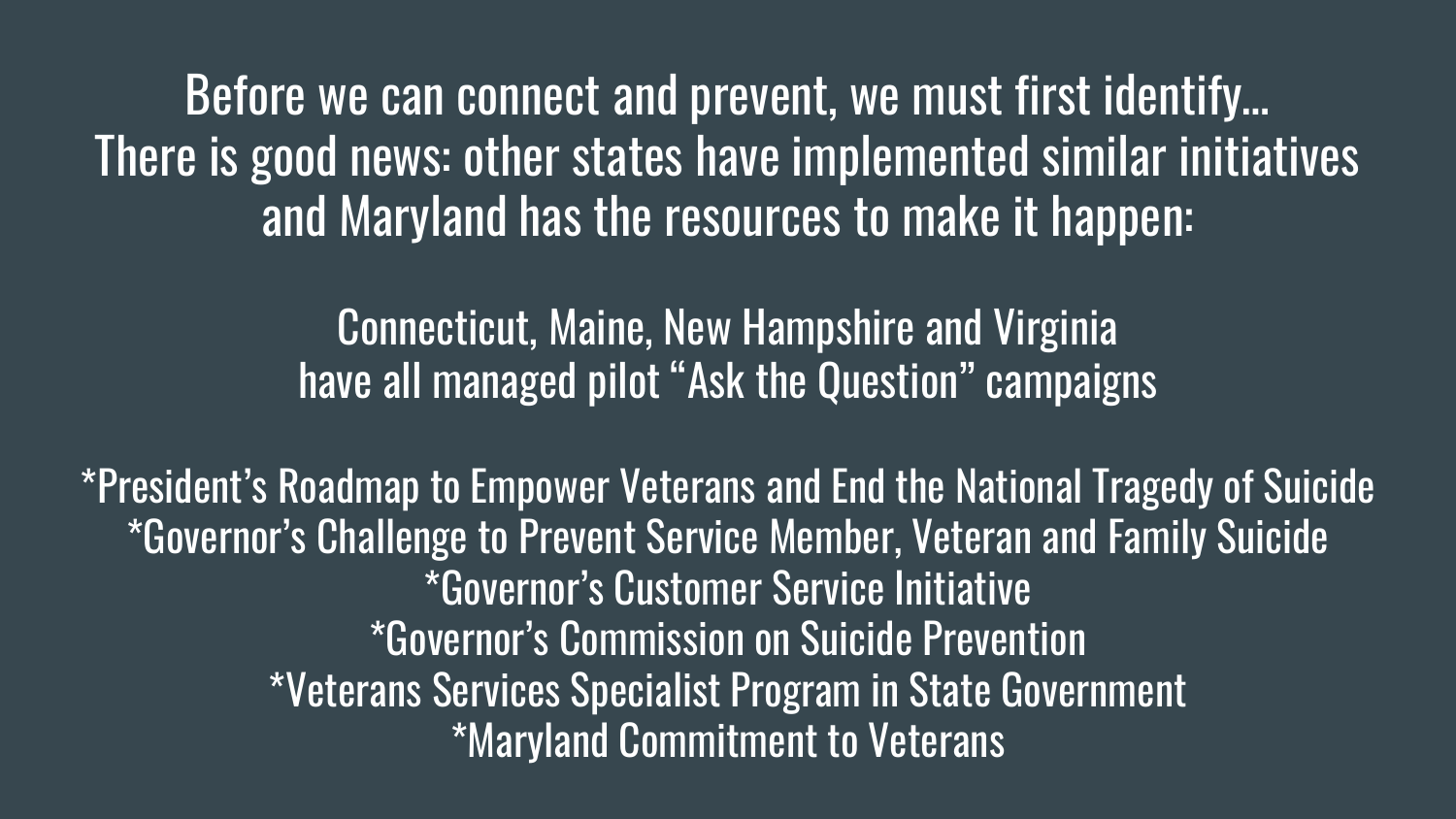Before we can connect and prevent, we must first identify…
There is good news: other states have implemented similar initiatives and Maryland has the resources to make it happen:

Connecticut, Maine, New Hampshire and Virginia have all managed pilot "Ask the Question" campaigns

*President's Roadmap to Empower Veterans and End the National Tragedy of Suicide
*Governor's Challenge to Prevent Service Member, Veteran and Family Suicide
*Governor's Customer Service Initiative
*Governor's Commission on Suicide Prevention
*Veterans Services Specialist Program in State Government
*Maryland Commitment to Veterans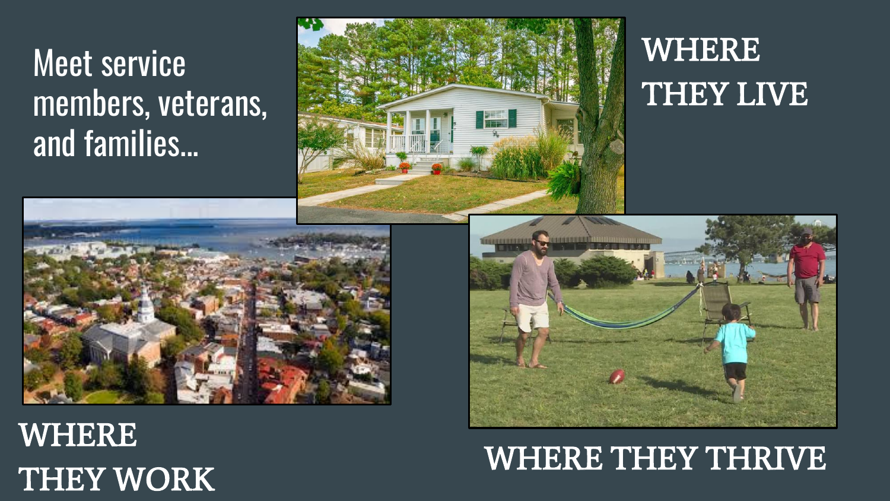Meet service members, veterans, and families...

WHERE THEY LIVE

WHERE THEY WORK

WHERE THEY THRIVE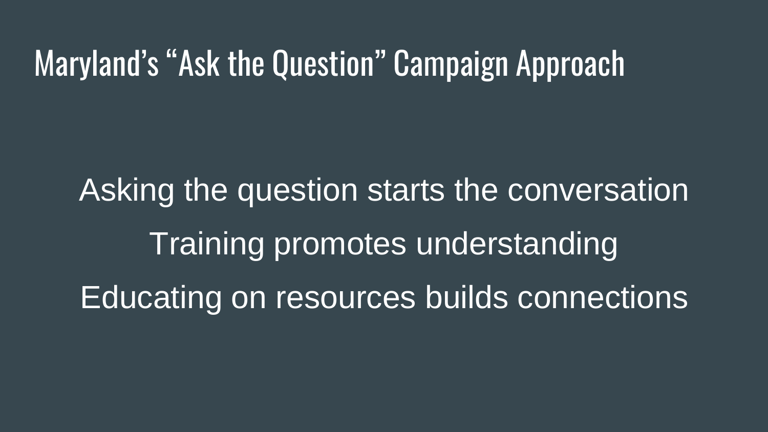# Maryland's "Ask the Question" Campaign Approach

Asking the question starts the conversation

Training promotes understanding

Educating on resources builds connections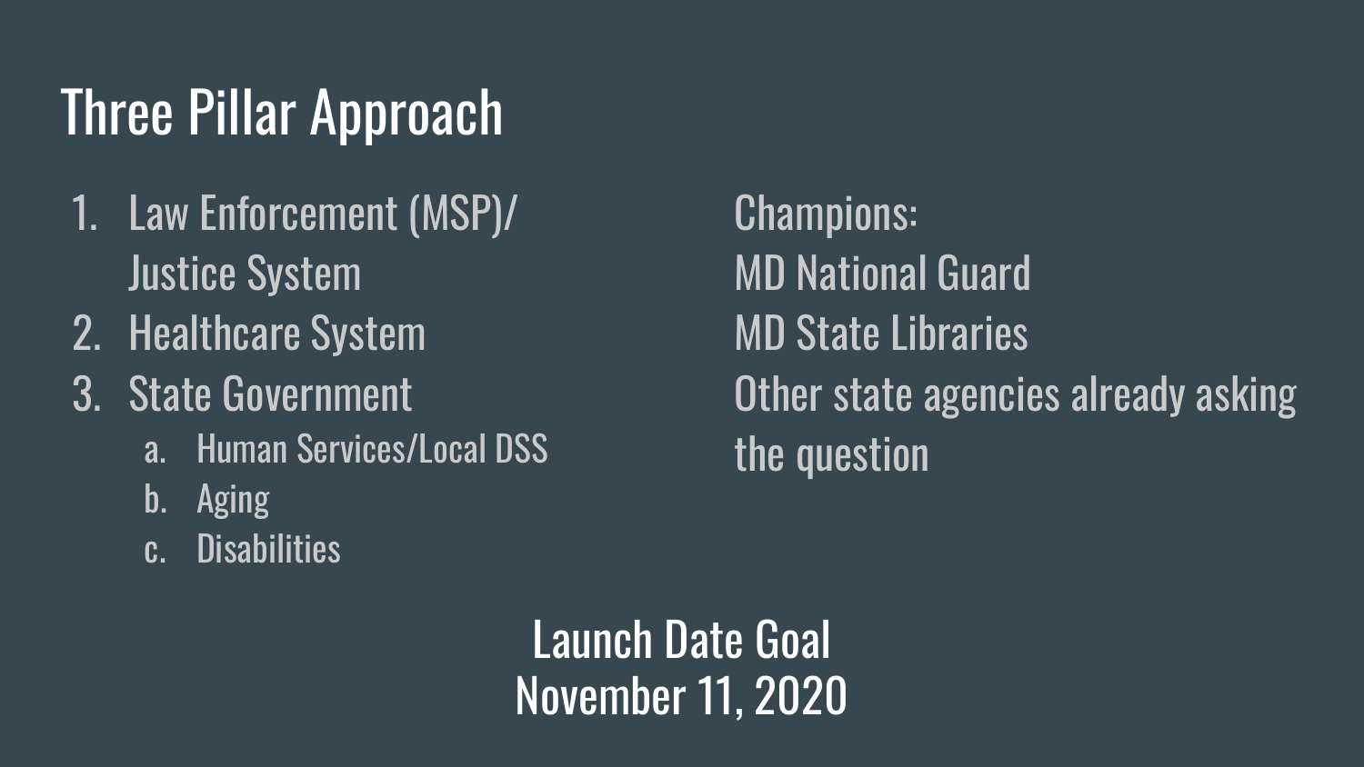# Three Pillar Approach

1. Law Enforcement (MSP)/ Justice System
2. Healthcare System
3. State Government
   a. Human Services/Local DSS
   b. Aging
   c. Disabilities

Champions:
MD National Guard
MD State Libraries
Other state agencies already asking the question

Launch Date Goal
November 11, 2020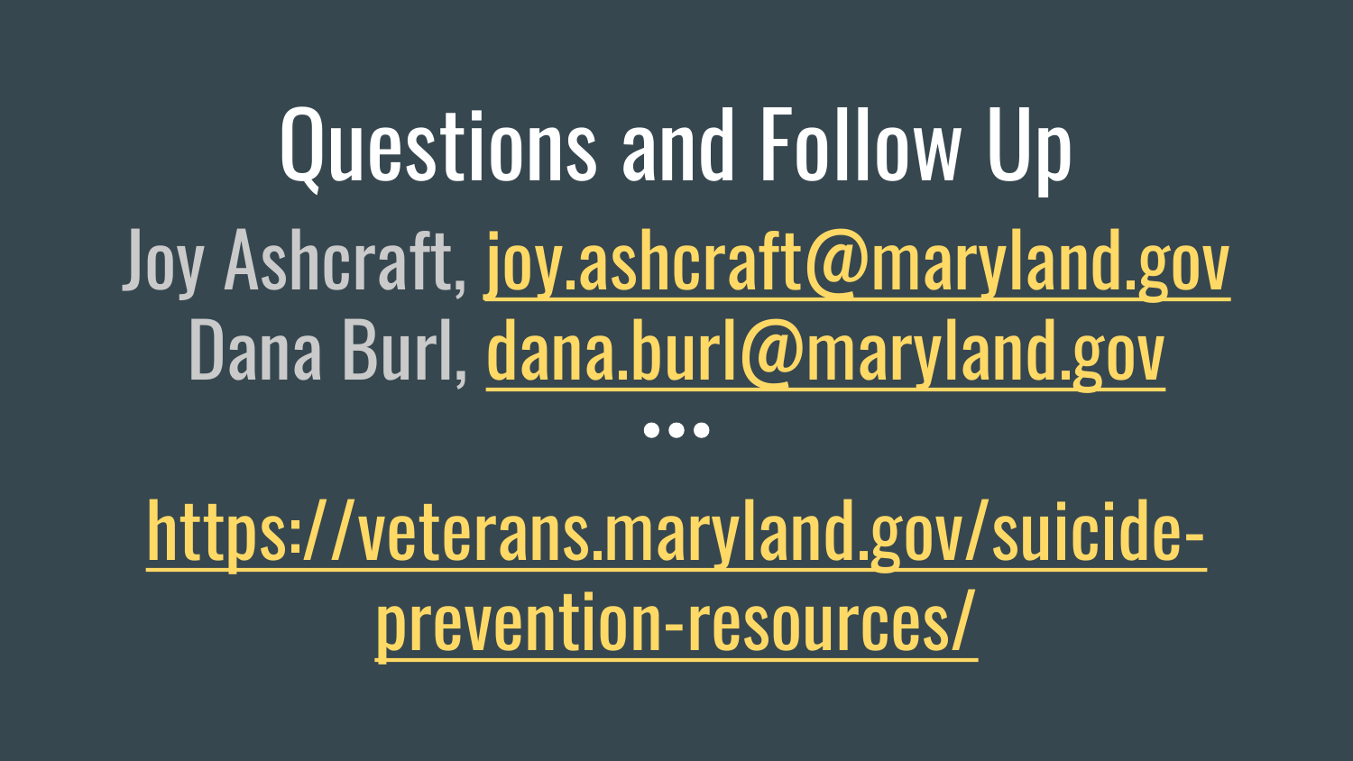# Questions and Follow Up

Joy Ashcraft, joy.ashcraft@maryland.gov

Dana Burl, dana.burl@maryland.gov

•••

https://veterans.maryland.gov/suicide-prevention-resources/